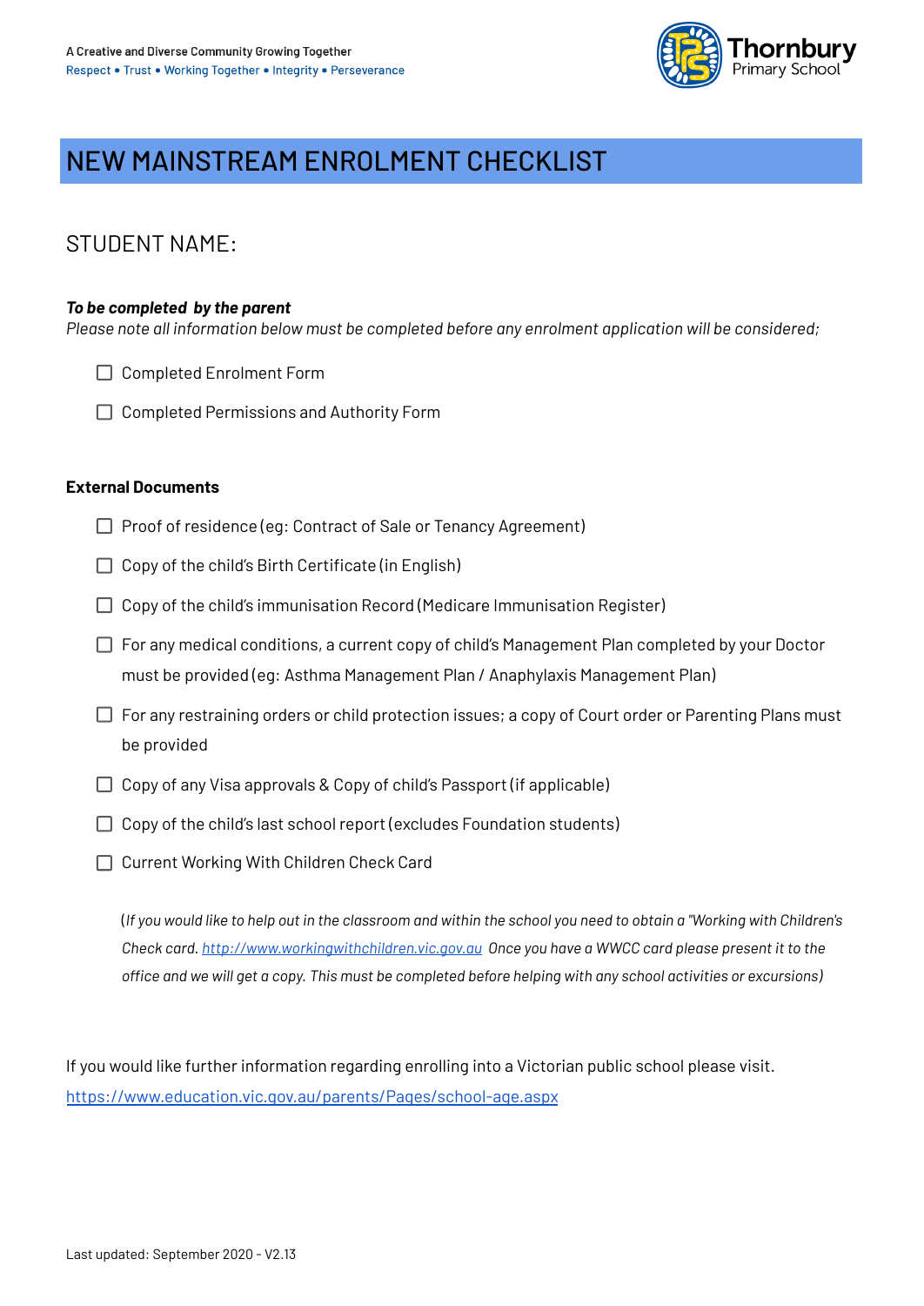A Creative and Diverse Community Growing Together
Respect • Trust • Working Together • Integrity • Perseverance

Thornbury Primary School

# NEW MAINSTREAM ENROLMENT CHECKLIST

## STUDENT NAME:

***To be completed by the parent***
*Please note all information below must be completed before any enrolment application will be considered;*

- ☐ Completed Enrolment Form
- ☐ Completed Permissions and Authority Form

**External Documents**

- ☐ Proof of residence (eg: Contract of Sale or Tenancy Agreement)
- ☐ Copy of the child's Birth Certificate (in English)
- ☐ Copy of the child's immunisation Record (Medicare Immunisation Register)
- ☐ For any medical conditions, a current copy of child's Management Plan completed by your Doctor must be provided (eg: Asthma Management Plan / Anaphylaxis Management Plan)
- ☐ For any restraining orders or child protection issues; a copy of Court order or Parenting Plans must be provided
- ☐ Copy of any Visa approvals & Copy of child's Passport (if applicable)
- ☐ Copy of the child's last school report (excludes Foundation students)
- ☐ Current Working With Children Check Card

*(If you would like to help out in the classroom and within the school you need to obtain a "Working with Children's Check card. http://www.workingwithchildren.vic.gov.au Once you have a WWCC card please present it to the office and we will get a copy. This must be completed before helping with any school activities or excursions)*

If you would like further information regarding enrolling into a Victorian public school please visit.
https://www.education.vic.gov.au/parents/Pages/school-age.aspx

Last updated: September 2020 - V2.13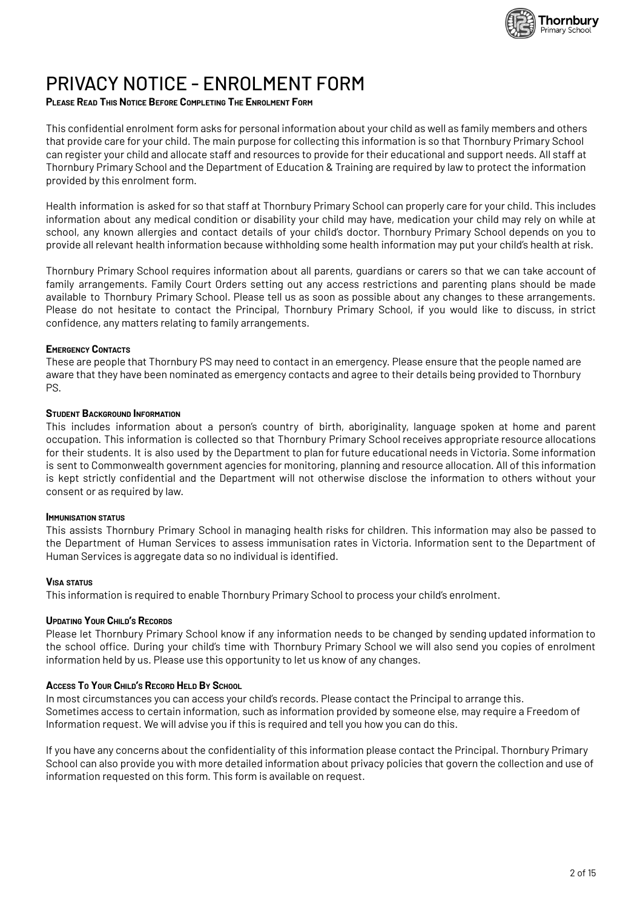# PRIVACY NOTICE – ENROLMENT FORM

**PLEASE READ THIS NOTICE BEFORE COMPLETING THE ENROLMENT FORM**

This confidential enrolment form asks for personal information about your child as well as family members and others that provide care for your child. The main purpose for collecting this information is so that Thornbury Primary School can register your child and allocate staff and resources to provide for their educational and support needs. All staff at Thornbury Primary School and the Department of Education & Training are required by law to protect the information provided by this enrolment form.

Health information is asked for so that staff at Thornbury Primary School can properly care for your child. This includes information about any medical condition or disability your child may have, medication your child may rely on while at school, any known allergies and contact details of your child's doctor. Thornbury Primary School depends on you to provide all relevant health information because withholding some health information may put your child's health at risk.

Thornbury Primary School requires information about all parents, guardians or carers so that we can take account of family arrangements. Family Court Orders setting out any access restrictions and parenting plans should be made available to Thornbury Primary School. Please tell us as soon as possible about any changes to these arrangements. Please do not hesitate to contact the Principal, Thornbury Primary School, if you would like to discuss, in strict confidence, any matters relating to family arrangements.

**EMERGENCY CONTACTS**

These are people that Thornbury PS may need to contact in an emergency. Please ensure that the people named are aware that they have been nominated as emergency contacts and agree to their details being provided to Thornbury PS.

**STUDENT BACKGROUND INFORMATION**

This includes information about a person's country of birth, aboriginality, language spoken at home and parent occupation. This information is collected so that Thornbury Primary School receives appropriate resource allocations for their students. It is also used by the Department to plan for future educational needs in Victoria. Some information is sent to Commonwealth government agencies for monitoring, planning and resource allocation. All of this information is kept strictly confidential and the Department will not otherwise disclose the information to others without your consent or as required by law.

**IMMUNISATION STATUS**

This assists Thornbury Primary School in managing health risks for children. This information may also be passed to the Department of Human Services to assess immunisation rates in Victoria. Information sent to the Department of Human Services is aggregate data so no individual is identified.

**VISA STATUS**

This information is required to enable Thornbury Primary School to process your child's enrolment.

**UPDATING YOUR CHILD'S RECORDS**

Please let Thornbury Primary School know if any information needs to be changed by sending updated information to the school office. During your child's time with Thornbury Primary School we will also send you copies of enrolment information held by us. Please use this opportunity to let us know of any changes.

**ACCESS TO YOUR CHILD'S RECORD HELD BY SCHOOL**

In most circumstances you can access your child's records. Please contact the Principal to arrange this.
Sometimes access to certain information, such as information provided by someone else, may require a Freedom of Information request. We will advise you if this is required and tell you how you can do this.

If you have any concerns about the confidentiality of this information please contact the Principal. Thornbury Primary School can also provide you with more detailed information about privacy policies that govern the collection and use of information requested on this form. This form is available on request.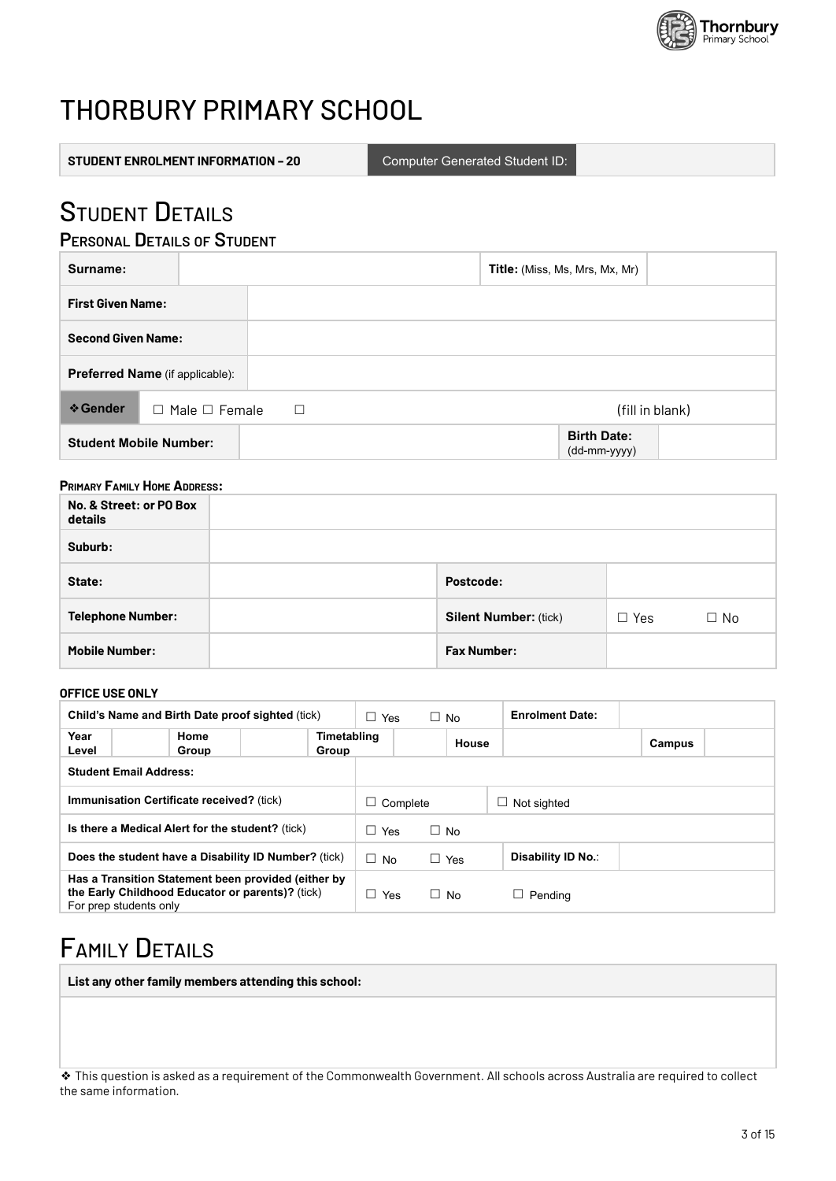# THORBURY PRIMARY SCHOOL

| STUDENT ENROLMENT INFORMATION – 20 | Computer Generated Student ID: | |
|---|---|---|

## Student Details

### Personal Details of Student

| **Surname:** | | **Title:** (Miss, Ms, Mrs, Mx, Mr) | |
|---|---|---|---|
| **First Given Name:** | | | |
| **Second Given Name:** | | | |
| **Preferred Name** (if applicable): | | | |
| ❖ **Gender** | ☐ Male ☐ Female ☐ (fill in blank) | | |
| **Student Mobile Number:** | | **Birth Date:** (dd-mm-yyyy) | |

**Primary Family Home Address:**

| **No. & Street: or PO Box details** | | | |
|---|---|---|---|
| **Suburb:** | | | |
| **State:** | | **Postcode:** | |
| **Telephone Number:** | | **Silent Number:** (tick) | ☐ Yes ☐ No |
| **Mobile Number:** | | **Fax Number:** | |

**OFFICE USE ONLY**

| **Child's Name and Birth Date proof sighted** (tick) | ☐ Yes ☐ No | **Enrolment Date:** | |
|---|---|---|---|
| **Year Level** \| **Home Group** \| **Timetabling Group** | | **House** | **Campus** |
| **Student Email Address:** | | | |
| **Immunisation Certificate received?** (tick) | ☐ Complete | ☐ Not sighted | |
| **Is there a Medical Alert for the student?** (tick) | ☐ Yes ☐ No | | |
| **Does the student have a Disability ID Number?** (tick) | ☐ No ☐ Yes | **Disability ID No.**: | |
| **Has a Transition Statement been provided (either by the Early Childhood Educator or parents)?** (tick) For prep students only | ☐ Yes ☐ No | ☐ Pending | |

## Family Details

| **List any other family members attending this school:** |
|---|
| |

❖ This question is asked as a requirement of the Commonwealth Government. All schools across Australia are required to collect the same information.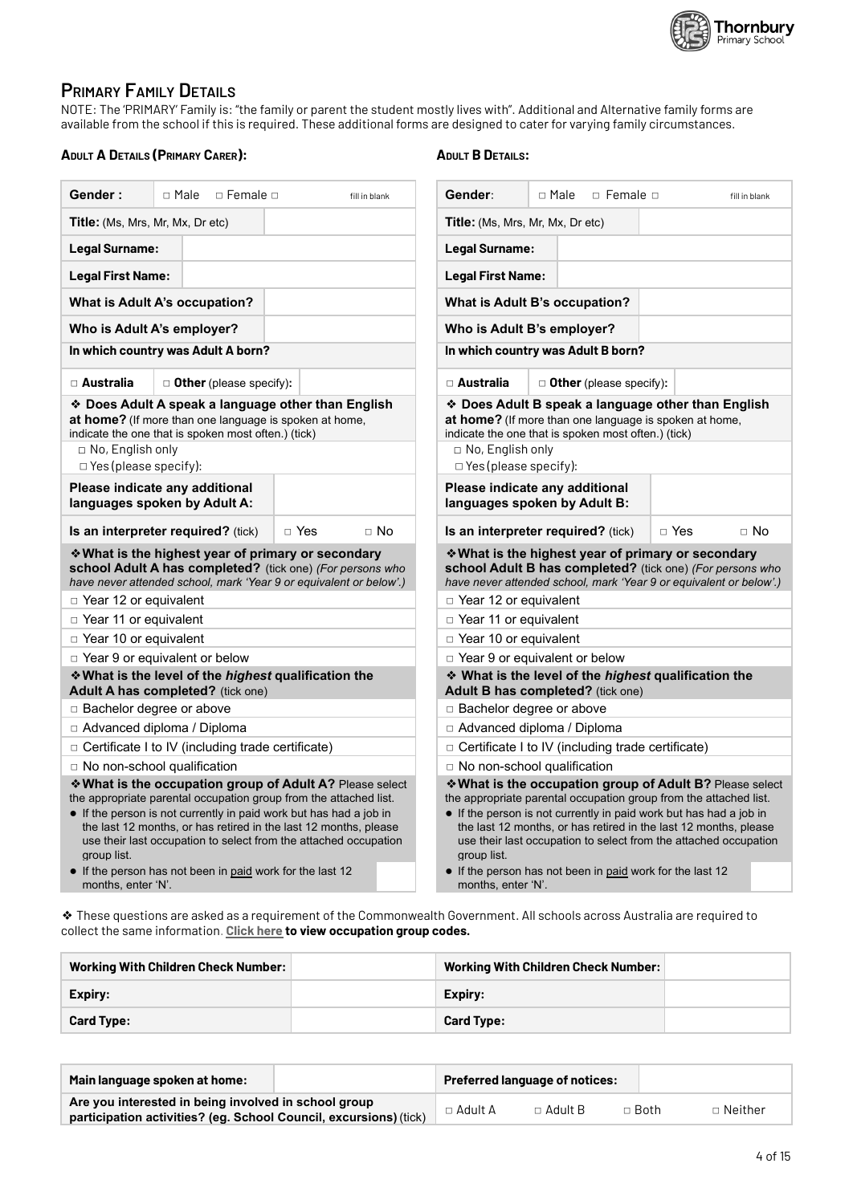## Primary Family Details

NOTE: The 'PRIMARY' Family is: "the family or parent the student mostly lives with". Additional and Alternative family forms are available from the school if this is required. These additional forms are designed to cater for varying family circumstances.

### Adult A Details (Primary Carer):

| **Gender :** | □ Male □ Female □ fill in blank |
| --- | --- |
| **Title:** (Ms, Mrs, Mr, Mx, Dr etc) | |
| **Legal Surname:** | |
| **Legal First Name:** | |
| **What is Adult A's occupation?** | |
| **Who is Adult A's employer?** | |

**In which country was Adult A born?**

□ **Australia** □ **Other** (please specify):

❖ **Does Adult A speak a language other than English at home?** (If more than one language is spoken at home, indicate the one that is spoken most often.) (tick)

- □ No, English only
- □ Yes (please specify):

| **Please indicate any additional languages spoken by Adult A:** | |
| --- | --- |
| **Is an interpreter required?** (tick) | □ Yes □ No |

❖ **What is the highest year of primary or secondary school Adult A has completed?** (tick one) *(For persons who have never attended school, mark 'Year 9 or equivalent or below'.)*

- □ Year 12 or equivalent
- □ Year 11 or equivalent
- □ Year 10 or equivalent
- □ Year 9 or equivalent or below

❖ **What is the level of the *highest* qualification the Adult A has completed?** (tick one)

- □ Bachelor degree or above
- □ Advanced diploma / Diploma
- □ Certificate I to IV (including trade certificate)
- □ No non-school qualification

❖ **What is the occupation group of Adult A?** Please select the appropriate parental occupation group from the attached list.

- If the person is not currently in paid work but has had a job in the last 12 months, or has retired in the last 12 months, please use their last occupation to select from the attached occupation group list.
- If the person has not been in paid work for the last 12 months, enter 'N'.

### Adult B Details:

| **Gender:** | □ Male □ Female □ fill in blank |
| --- | --- |
| **Title:** (Ms, Mrs, Mr, Mx, Dr etc) | |
| **Legal Surname:** | |
| **Legal First Name:** | |
| **What is Adult B's occupation?** | |
| **Who is Adult B's employer?** | |

**In which country was Adult B born?**

□ **Australia** □ **Other** (please specify):

❖ **Does Adult B speak a language other than English at home?** (If more than one language is spoken at home, indicate the one that is spoken most often.) (tick)

- □ No, English only
- □ Yes (please specify):

| **Please indicate any additional languages spoken by Adult B:** | |
| --- | --- |
| **Is an interpreter required?** (tick) | □ Yes □ No |

❖ **What is the highest year of primary or secondary school Adult B has completed?** (tick one) *(For persons who have never attended school, mark 'Year 9 or equivalent or below'.)*

- □ Year 12 or equivalent
- □ Year 11 or equivalent
- □ Year 10 or equivalent
- □ Year 9 or equivalent or below

❖ **What is the level of the *highest* qualification the Adult B has completed?** (tick one)

- □ Bachelor degree or above
- □ Advanced diploma / Diploma
- □ Certificate I to IV (including trade certificate)
- □ No non-school qualification

❖ **What is the occupation group of Adult B?** Please select the appropriate parental occupation group from the attached list.

- If the person is not currently in paid work but has had a job in the last 12 months, or has retired in the last 12 months, please use their last occupation to select from the attached occupation group list.
- If the person has not been in paid work for the last 12 months, enter 'N'.

❖ These questions are asked as a requirement of the Commonwealth Government. All schools across Australia are required to collect the same information. **Click here to view occupation group codes.**

| **Working With Children Check Number:** | | **Working With Children Check Number:** | |
| --- | --- | --- | --- |
| **Expiry:** | | **Expiry:** | |
| **Card Type:** | | **Card Type:** | |

| **Main language spoken at home:** | | **Preferred language of notices:** | |
| --- | --- | --- | --- |
| **Are you interested in being involved in school group participation activities? (eg. School Council, excursions)** (tick) | | □ Adult A □ Adult B □ Both | □ Neither |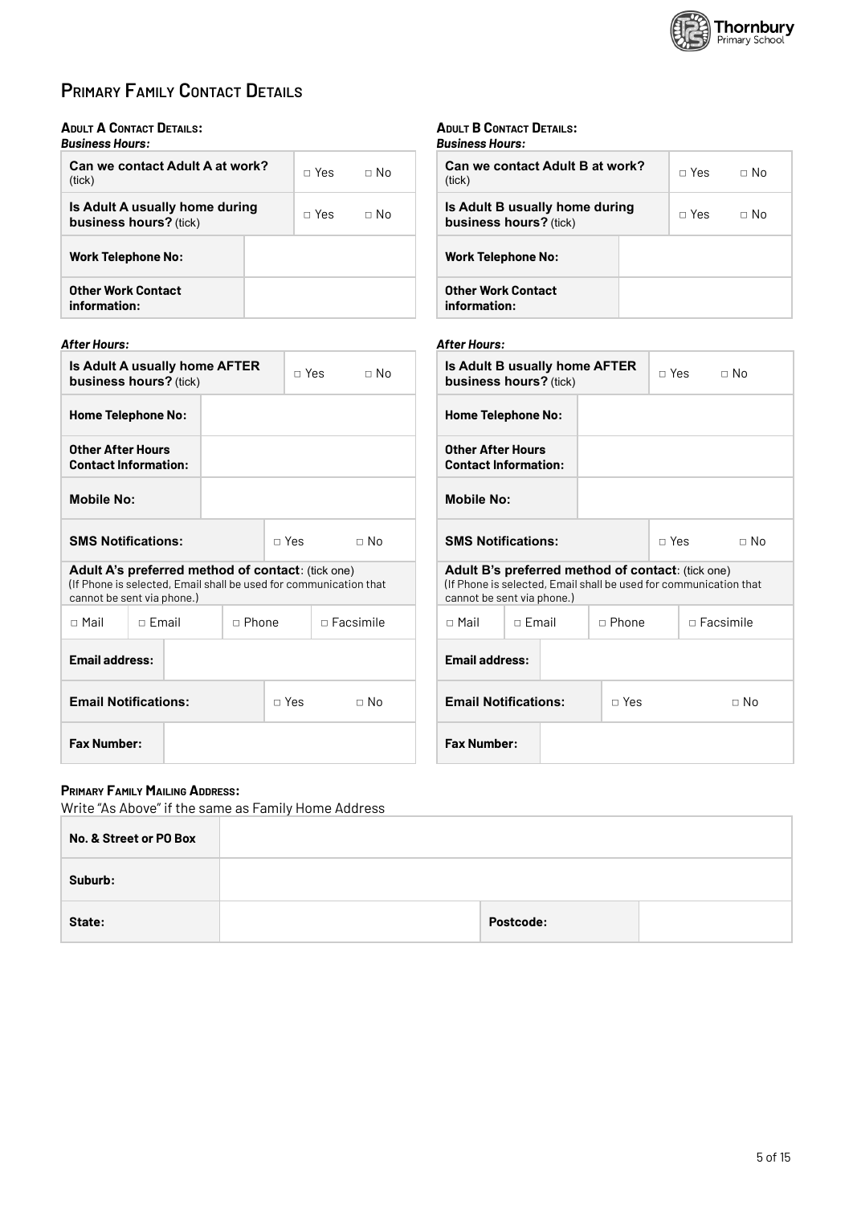# Primary Family Contact Details

### Adult A Contact Details:

***Business Hours:***

| | | |
|---|---|---|
| **Can we contact Adult A at work?** (tick) | □ Yes | □ No |
| **Is Adult A usually home during business hours?** (tick) | □ Yes | □ No |
| **Work Telephone No:** | | |
| **Other Work Contact information:** | | |

***After Hours:***

| | | | | |
|---|---|---|---|---|
| **Is Adult A usually home AFTER business hours?** (tick) | | | □ Yes | □ No |
| **Home Telephone No:** | | | | |
| **Other After Hours Contact Information:** | | | | |
| **Mobile No:** | | | | |
| **SMS Notifications:** | | | □ Yes | □ No |
| **Adult A's preferred method of contact**: (tick one) (If Phone is selected, Email shall be used for communication that cannot be sent via phone.) | | | | |
| □ Mail | □ Email | □ Phone | □ Facsimile | |
| **Email address:** | | | | |
| **Email Notifications:** | | | □ Yes | □ No |
| **Fax Number:** | | | | |

### Adult B Contact Details:

***Business Hours:***

| | | |
|---|---|---|
| **Can we contact Adult B at work?** (tick) | □ Yes | □ No |
| **Is Adult B usually home during business hours?** (tick) | □ Yes | □ No |
| **Work Telephone No:** | | |
| **Other Work Contact information:** | | |

***After Hours:***

| | | | | |
|---|---|---|---|---|
| **Is Adult B usually home AFTER business hours?** (tick) | | | □ Yes | □ No |
| **Home Telephone No:** | | | | |
| **Other After Hours Contact Information:** | | | | |
| **Mobile No:** | | | | |
| **SMS Notifications:** | | | □ Yes | □ No |
| **Adult B's preferred method of contact**: (tick one) (If Phone is selected, Email shall be used for communication that cannot be sent via phone.) | | | | |
| □ Mail | □ Email | □ Phone | □ Facsimile | |
| **Email address:** | | | | |
| **Email Notifications:** | | | □ Yes | □ No |
| **Fax Number:** | | | | |

### Primary Family Mailing Address:

Write "As Above" if the same as Family Home Address

| | | | |
|---|---|---|---|
| **No. & Street or PO Box** | | | |
| **Suburb:** | | | |
| **State:** | | **Postcode:** | |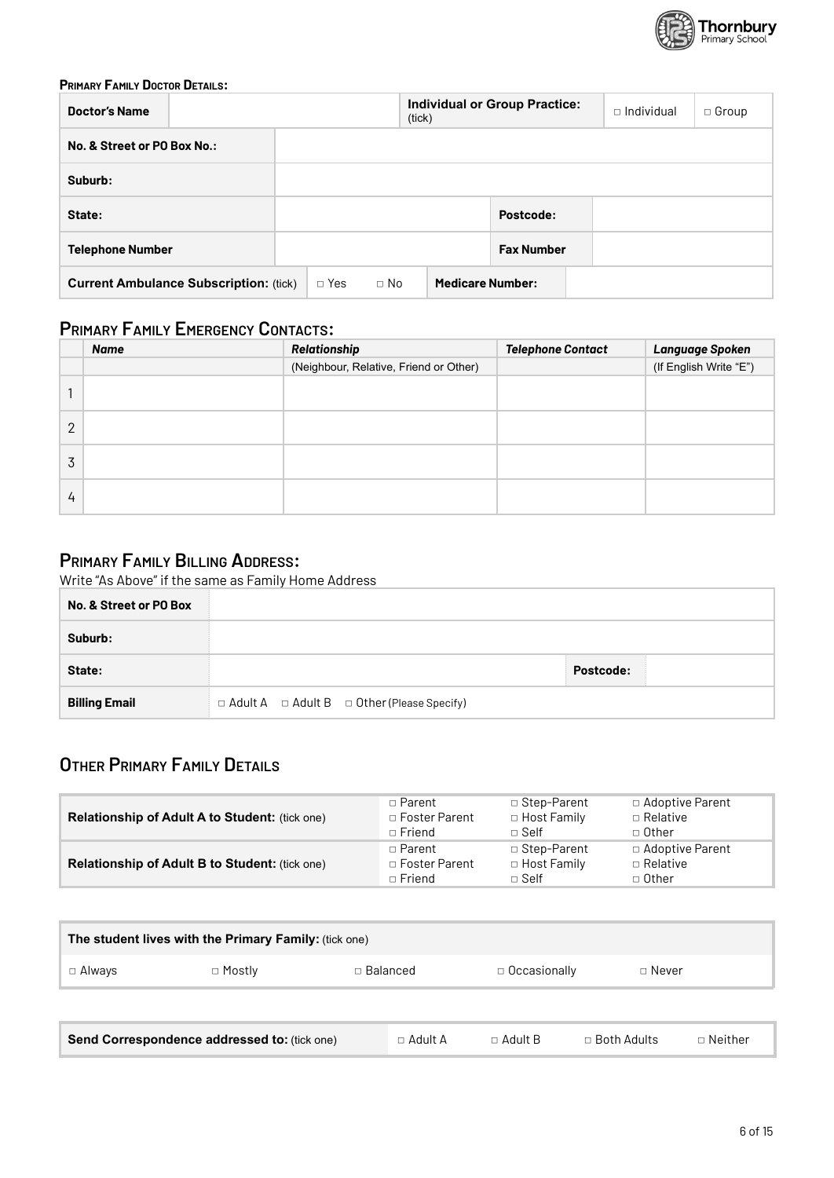#### PRIMARY FAMILY DOCTOR DETAILS:

| **Doctor's Name** | | **Individual or Group Practice:** (tick) | □ Individual | □ Group |
|---|---|---|---|---|
| **No. & Street or PO Box No.:** | | | | |
| **Suburb:** | | | | |
| **State:** | | **Postcode:** | | |
| **Telephone Number** | | **Fax Number** | | |
| **Current Ambulance Subscription:** (tick) | □ Yes □ No | **Medicare Number:** | | |

## PRIMARY FAMILY EMERGENCY CONTACTS:

| | ***Name*** | ***Relationship*** (Neighbour, Relative, Friend or Other) | ***Telephone Contact*** | ***Language Spoken*** (If English Write "E") |
|---|---|---|---|---|
| 1 | | | | |
| 2 | | | | |
| 3 | | | | |
| 4 | | | | |

## PRIMARY FAMILY BILLING ADDRESS:

Write "As Above" if the same as Family Home Address

| **No. & Street or PO Box** | | | |
|---|---|---|---|
| **Suburb:** | | | |
| **State:** | | **Postcode:** | |
| **Billing Email** | □ Adult A □ Adult B □ Other (Please Specify) | | |

## OTHER PRIMARY FAMILY DETAILS

| | | | |
|---|---|---|---|
| **Relationship of Adult A to Student:** (tick one) | □ Parent<br>□ Foster Parent<br>□ Friend | □ Step-Parent<br>□ Host Family<br>□ Self | □ Adoptive Parent<br>□ Relative<br>□ Other |
| **Relationship of Adult B to Student:** (tick one) | □ Parent<br>□ Foster Parent<br>□ Friend | □ Step-Parent<br>□ Host Family<br>□ Self | □ Adoptive Parent<br>□ Relative<br>□ Other |

| **The student lives with the Primary Family:** (tick one) | | | | |
|---|---|---|---|---|
| □ Always | □ Mostly | □ Balanced | □ Occasionally | □ Never |

| **Send Correspondence addressed to:** (tick one) | □ Adult A | □ Adult B | □ Both Adults | □ Neither |
|---|---|---|---|---|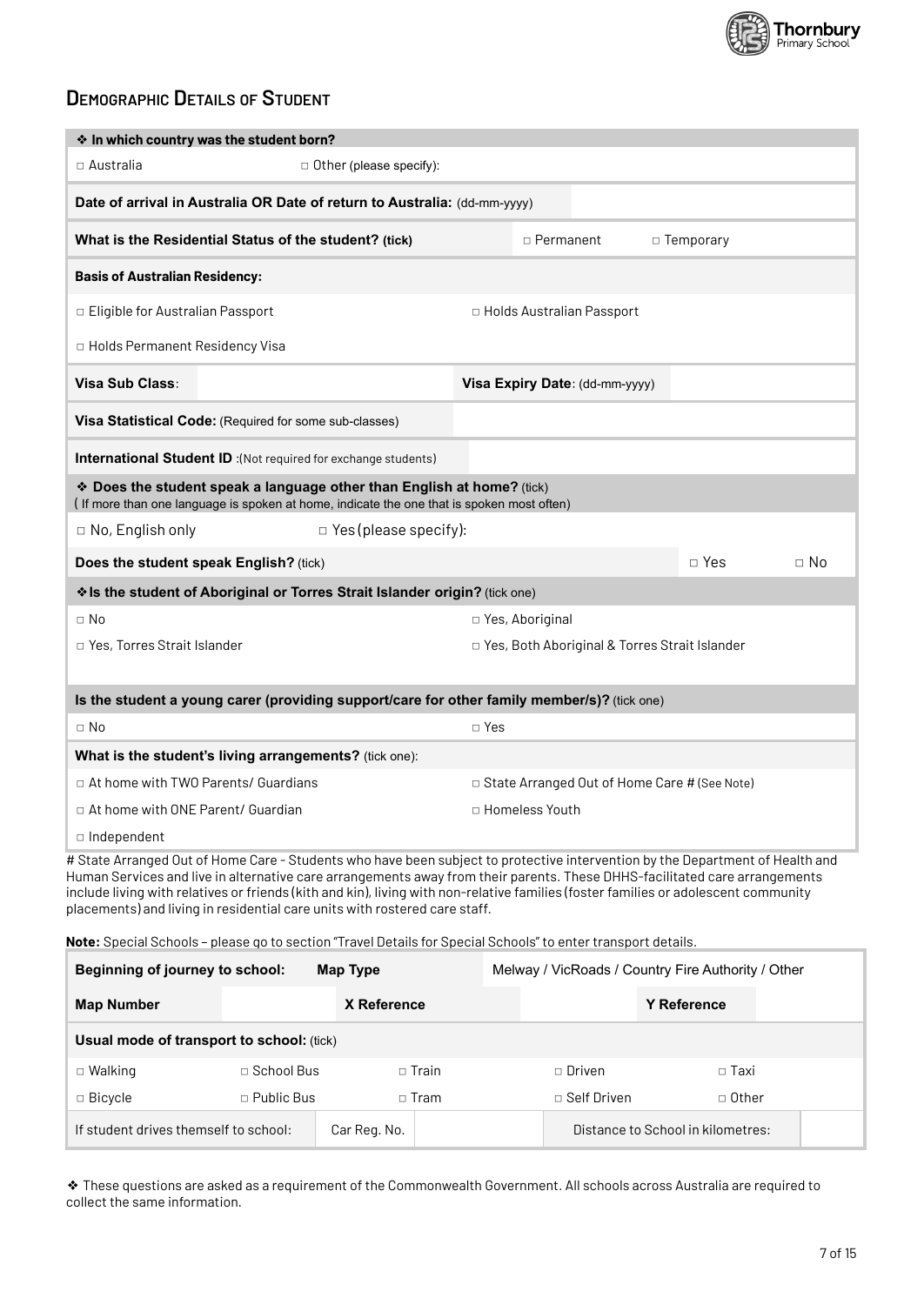## Demographic Details of Student

| ❖ In which country was the student born? | | | |
|---|---|---|---|
| □ Australia | □ Other (please specify): | | |
| **Date of arrival in Australia OR Date of return to Australia:** (dd-mm-yyyy) | | | |
| **What is the Residential Status of the student? (tick)** | | □ Permanent | □ Temporary |
| **Basis of Australian Residency:** | | | |
| □ Eligible for Australian Passport | | □ Holds Australian Passport | |
| □ Holds Permanent Residency Visa | | | |
| **Visa Sub Class**: | | **Visa Expiry Date**: (dd-mm-yyyy) | |
| **Visa Statistical Code:** (Required for some sub-classes) | | | |
| **International Student ID** :(Not required for exchange students) | | | |

| ❖ **Does the student speak a language other than English at home?** (tick) ( If more than one language is spoken at home, indicate the one that is spoken most often) | | | |
|---|---|---|---|
| □ No, English only | □ Yes (please specify): | | |
| **Does the student speak English?** (tick) | | □ Yes | □ No |

| ❖ **Is the student of Aboriginal or Torres Strait Islander origin?** (tick one) | |
|---|---|
| □ No | □ Yes, Aboriginal |
| □ Yes, Torres Strait Islander | □ Yes, Both Aboriginal & Torres Strait Islander |

| **Is the student a young carer (providing support/care for other family member/s)?** (tick one) | |
|---|---|
| □ No | □ Yes |
| **What is the student's living arrangements?** (tick one): | |
| □ At home with TWO Parents/ Guardians | □ State Arranged Out of Home Care # (See Note) |
| □ At home with ONE Parent/ Guardian | □ Homeless Youth |
| □ Independent | |

# State Arranged Out of Home Care - Students who have been subject to protective intervention by the Department of Health and Human Services and live in alternative care arrangements away from their parents. These DHHS-facilitated care arrangements include living with relatives or friends (kith and kin), living with non-relative families (foster families or adolescent community placements) and living in residential care units with rostered care staff.

**Note:** Special Schools – please go to section "Travel Details for Special Schools" to enter transport details.

| **Beginning of journey to school:** | | **Map Type** | Melway / VicRoads / Country Fire Authority / Other | |
|---|---|---|---|---|
| **Map Number** | | **X Reference** | | **Y Reference** |
| **Usual mode of transport to school:** (tick) | | | | |
| □ Walking | □ School Bus | □ Train | □ Driven | □ Taxi |
| □ Bicycle | □ Public Bus | □ Tram | □ Self Driven | □ Other |
| If student drives themself to school: | Car Reg. No. | | Distance to School in kilometres: | |

❖ These questions are asked as a requirement of the Commonwealth Government. All schools across Australia are required to collect the same information.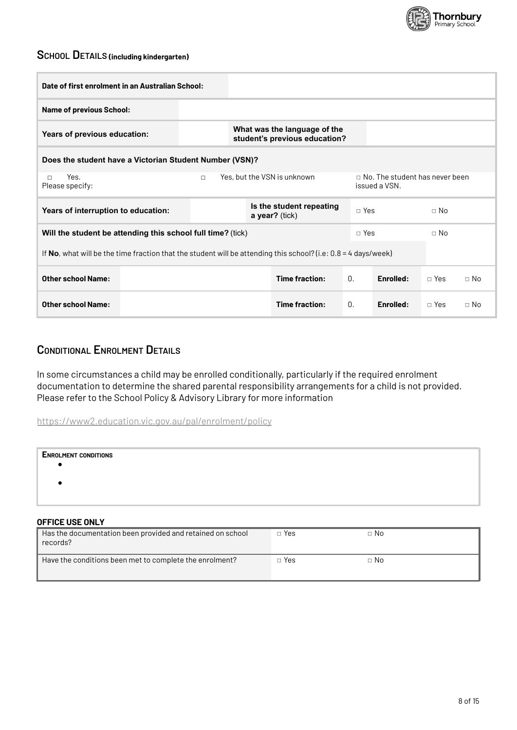## School Details (including kindergarten)

| | | | | | | |
|---|---|---|---|---|---|---|
| **Date of first enrolment in an Australian School:** | | | | | | |
| **Name of previous School:** | | | | | | |
| **Years of previous education:** | | **What was the language of the student's previous education?** | | | | |
| **Does the student have a Victorian Student Number (VSN)?** | | | | | | |
| □ Yes. Please specify: | | □ Yes, but the VSN is unknown | | □ No. The student has never been issued a VSN. | | |
| **Years of interruption to education:** | | **Is the student repeating a year?** (tick) | | □ Yes | □ No | |
| **Will the student be attending this school full time?** (tick) | | | | □ Yes | □ No | |
| If **No**, what will be the time fraction that the student will be attending this school? (i.e: 0.8 = 4 days/week) | | | | | | |
| **Other school Name:** | | **Time fraction:** | 0. | **Enrolled:** | □ Yes | □ No |
| **Other school Name:** | | **Time fraction:** | 0. | **Enrolled:** | □ Yes | □ No |

## Conditional Enrolment Details

In some circumstances a child may be enrolled conditionally, particularly if the required enrolment documentation to determine the shared parental responsibility arrangements for a child is not provided. Please refer to the School Policy & Advisory Library for more information

https://www2.education.vic.gov.au/pal/enrolment/policy

**Enrolment conditions**

- 
- 

**OFFICE USE ONLY**

| | | |
|---|---|---|
| Has the documentation been provided and retained on school records? | □ Yes | □ No |
| Have the conditions been met to complete the enrolment? | □ Yes | □ No |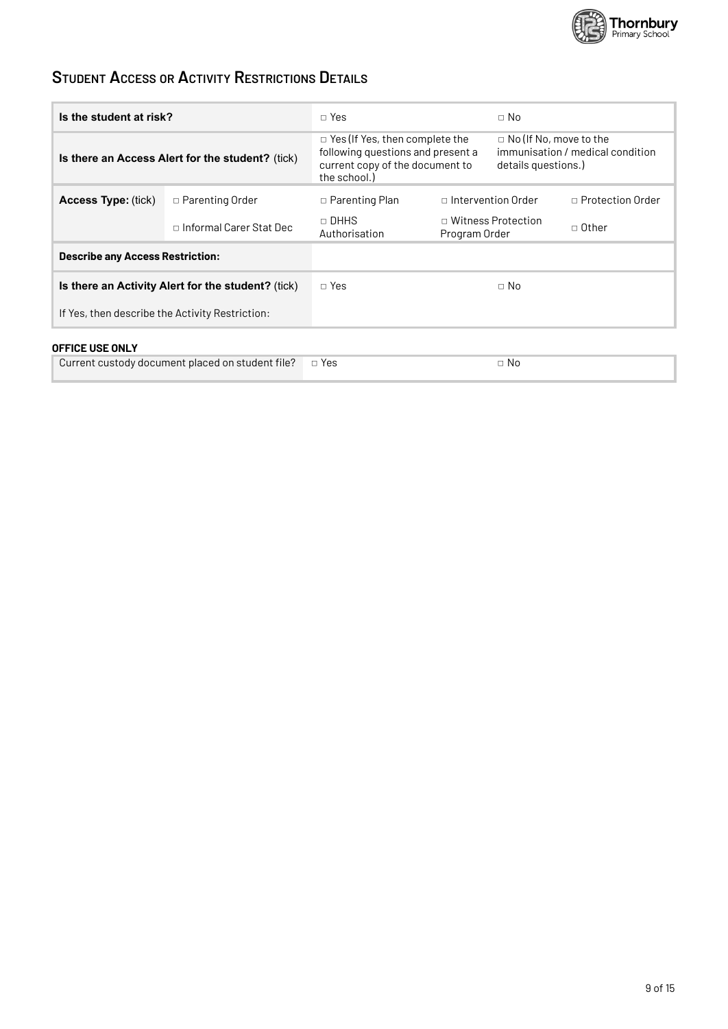## Student Access or Activity Restrictions Details

| | | | | |
|---|---|---|---|---|
| **Is the student at risk?** | | □ Yes | | □ No |
| **Is there an Access Alert for the student?** (tick) | | □ Yes (If Yes, then complete the following questions and present a current copy of the document to the school.) | | □ No (If No, move to the immunisation / medical condition details questions.) |
| **Access Type:** (tick) | □ Parenting Order | □ Parenting Plan | □ Intervention Order | □ Protection Order |
| | □ Informal Carer Stat Dec | □ DHHS Authorisation | □ Witness Protection Program Order | □ Other |
| **Describe any Access Restriction:** | | | | |
| **Is there an Activity Alert for the student?** (tick) | | □ Yes | | □ No |
| If Yes, then describe the Activity Restriction: | | | | |

**OFFICE USE ONLY**

| | | |
|---|---|---|
| Current custody document placed on student file? | □ Yes | □ No |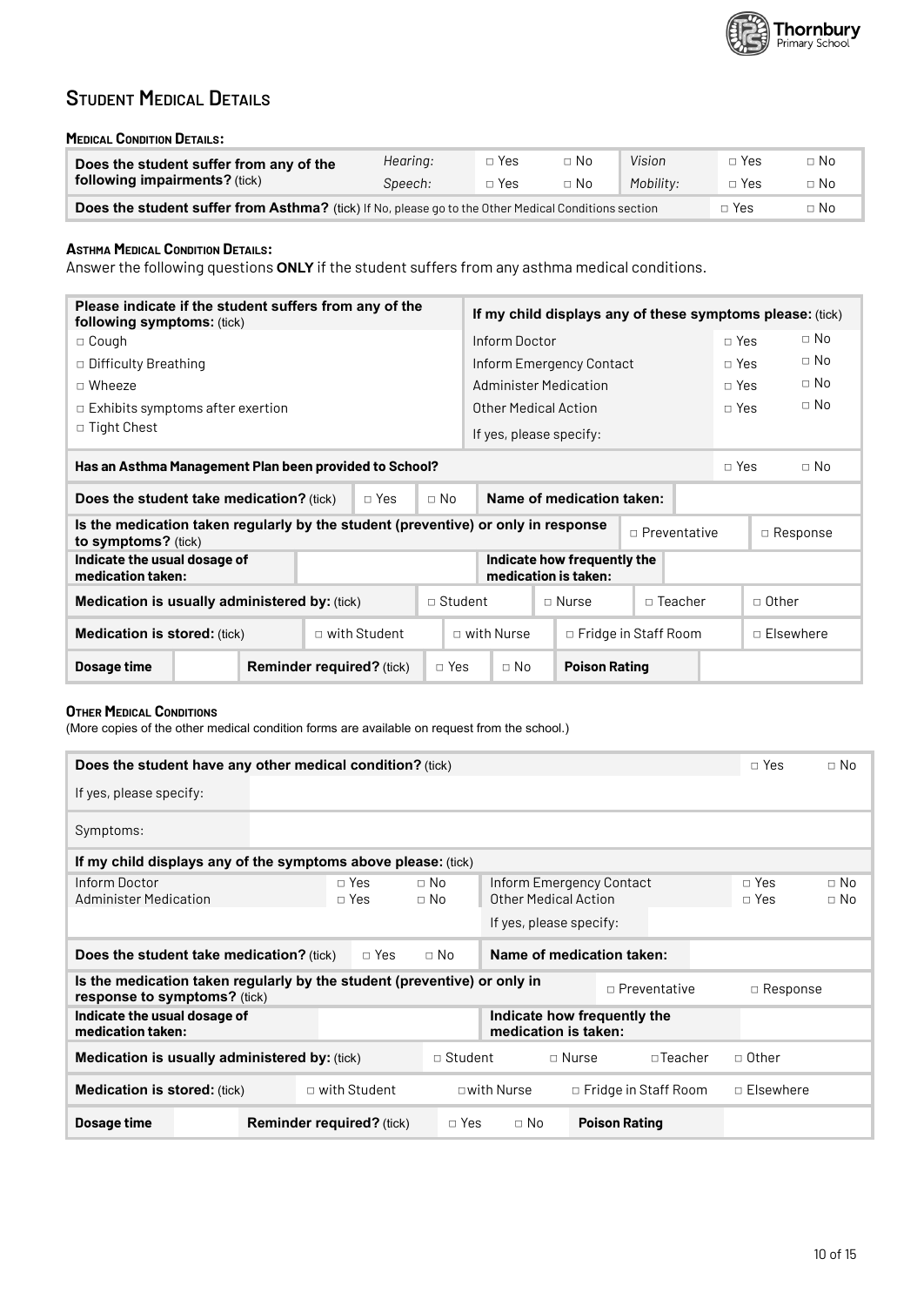## Student Medical Details

#### Medical Condition Details:

| Does the student suffer from any of the following impairments? (tick) | *Hearing:* | □ Yes | □ No | *Vision* | □ Yes | □ No |
|---|---|---|---|---|---|---|
| | *Speech:* | □ Yes | □ No | *Mobility:* | □ Yes | □ No |
| **Does the student suffer from Asthma?** (tick) If No, please go to the Other Medical Conditions section | | | | | □ Yes | □ No |

#### Asthma Medical Condition Details:

Answer the following questions **ONLY** if the student suffers from any asthma medical conditions.

| **Please indicate if the student suffers from any of the following symptoms:** (tick) | **If my child displays any of these symptoms please:** (tick) | | |
|---|---|---|---|
| □ Cough | Inform Doctor | □ Yes | □ No |
| □ Difficulty Breathing | Inform Emergency Contact | □ Yes | □ No |
| □ Wheeze | Administer Medication | □ Yes | □ No |
| □ Exhibits symptoms after exertion | Other Medical Action | □ Yes | □ No |
| □ Tight Chest | If yes, please specify: | | |

| **Has an Asthma Management Plan been provided to School?** | □ Yes | □ No |
|---|---|---|

| **Does the student take medication?** (tick) | □ Yes | □ No | **Name of medication taken:** | |
|---|---|---|---|---|
| **Is the medication taken regularly by the student (preventive) or only in response to symptoms?** (tick) | | | □ Preventative | □ Response |
| **Indicate the usual dosage of medication taken:** | | | **Indicate how frequently the medication is taken:** | |
| **Medication is usually administered by:** (tick) | □ Student | □ Nurse | □ Teacher | □ Other |
| **Medication is stored:** (tick) | □ with Student | □ with Nurse | □ Fridge in Staff Room | □ Elsewhere |
| **Dosage time** | | **Reminder required?** (tick) □ Yes □ No | **Poison Rating** | |

#### Other Medical Conditions

(More copies of the other medical condition forms are available on request from the school.)

| **Does the student have any other medical condition?** (tick) | | □ Yes | □ No |
|---|---|---|---|
| If yes, please specify: | | | |
| Symptoms: | | | |

| **If my child displays any of the symptoms above please:** (tick) | | | | | |
|---|---|---|---|---|---|
| Inform Doctor | □ Yes | □ No | Inform Emergency Contact | □ Yes | □ No |
| Administer Medication | □ Yes | □ No | Other Medical Action | □ Yes | □ No |
| | | | If yes, please specify: | | |

| **Does the student take medication?** (tick) | □ Yes | □ No | **Name of medication taken:** | |
|---|---|---|---|---|
| **Is the medication taken regularly by the student (preventive) or only in response to symptoms?** (tick) | | | □ Preventative | □ Response |
| **Indicate the usual dosage of medication taken:** | | | **Indicate how frequently the medication is taken:** | |
| **Medication is usually administered by:** (tick) | □ Student | □ Nurse | □Teacher | □ Other |
| **Medication is stored:** (tick) | □ with Student | □with Nurse | □ Fridge in Staff Room | □ Elsewhere |
| **Dosage time** | | **Reminder required?** (tick) □ Yes □ No | **Poison Rating** | |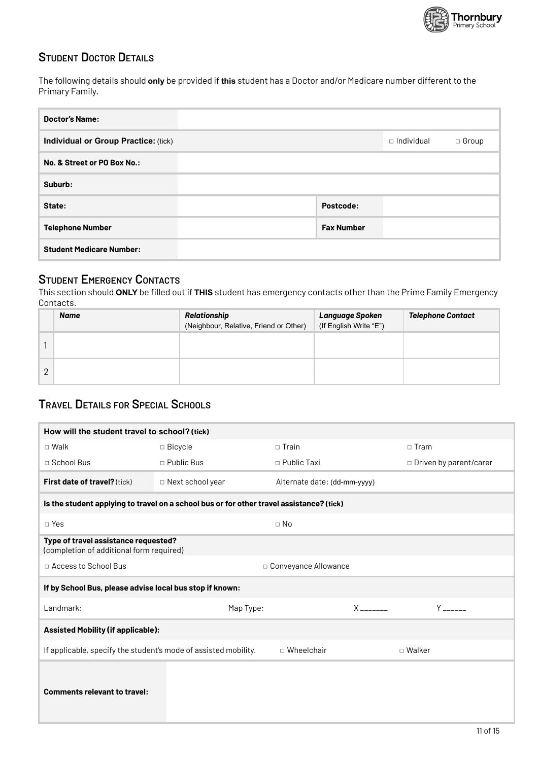## Student Doctor Details

The following details should **only** be provided if **this** student has a Doctor and/or Medicare number different to the Primary Family.

| | | | |
|---|---|---|---|
| **Doctor's Name:** | | | |
| **Individual or Group Practice:** (tick) | | □ Individual | □ Group |
| **No. & Street or PO Box No.:** | | | |
| **Suburb:** | | | |
| **State:** | | **Postcode:** | |
| **Telephone Number** | | **Fax Number** | |
| **Student Medicare Number:** | | | |

## Student Emergency Contacts

This section should **ONLY** be filled out if **THIS** student has emergency contacts other than the Prime Family Emergency Contacts.

| | ***Name*** | ***Relationship*** (Neighbour, Relative, Friend or Other) | ***Language Spoken*** (If English Write "E") | ***Telephone Contact*** |
|---|---|---|---|---|
| 1 | | | | |
| 2 | | | | |

## Travel Details for Special Schools

| | | | |
|---|---|---|---|
| **How will the student travel to school? (tick)** | | | |
| □ Walk | □ Bicycle | □ Train | □ Tram |
| □ School Bus | □ Public Bus | □ Public Taxi | □ Driven by parent/carer |
| **First date of travel?** (tick) | □ Next school year | Alternate date: (dd-mm-yyyy) | |
| **Is the student applying to travel on a school bus or for other travel assistance? (tick)** | | | |
| □ Yes | | □ No | |
| **Type of travel assistance requested?** (completion of additional form required) | | | |
| □ Access to School Bus | | □ Conveyance Allowance | |
| **If by School Bus, please advise local bus stop if known:** | | | |
| Landmark: | Map Type: | X _______ | Y ______ |
| **Assisted Mobility (if applicable):** | | | |
| If applicable, specify the student's mode of assisted mobility. | | □ Wheelchair | □ Walker |
| **Comments relevant to travel:** | | | |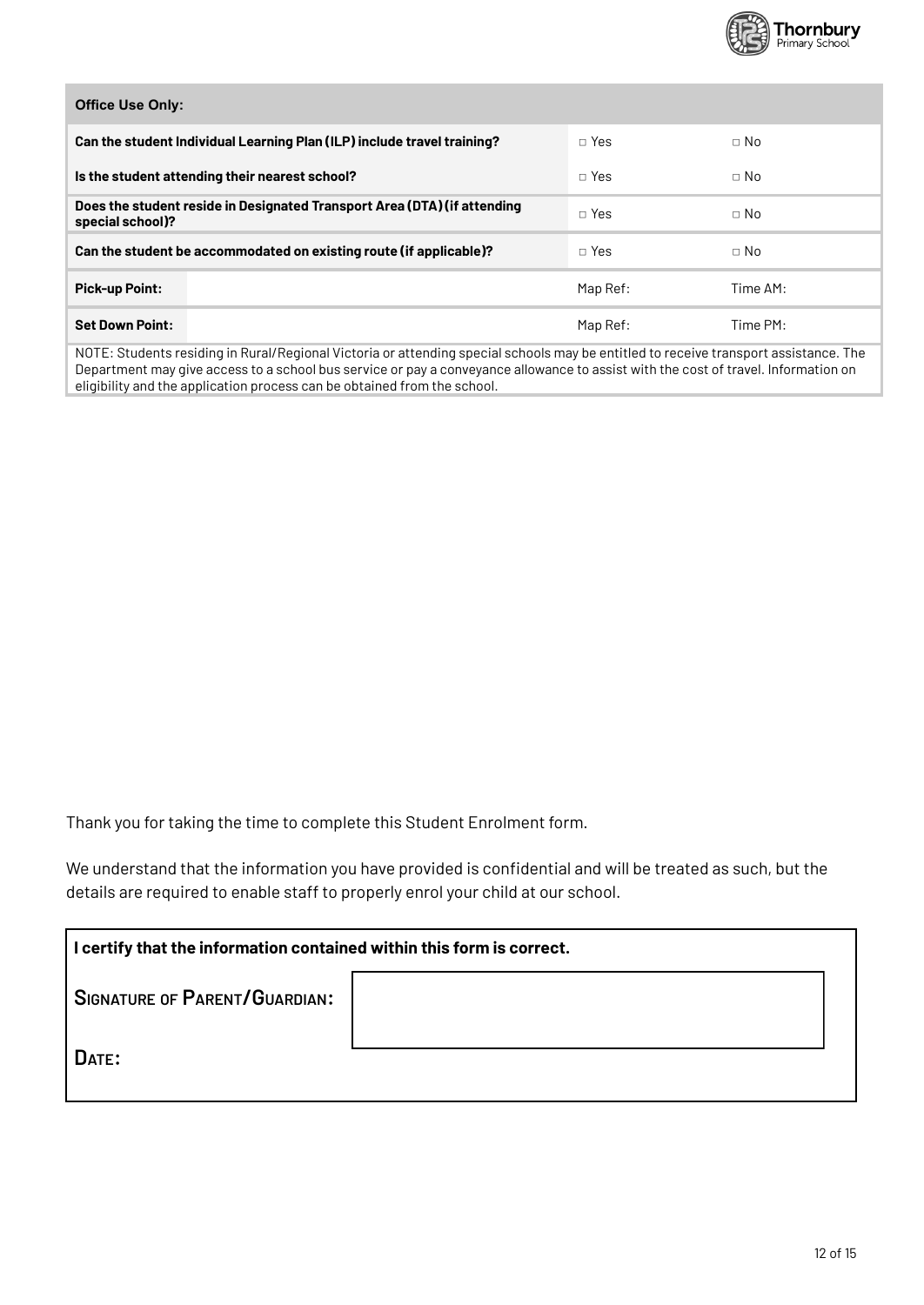| **Office Use Only:** | | | |
|---|---|---|---|
| **Can the student Individual Learning Plan (ILP) include travel training?** | | □ Yes | □ No |
| **Is the student attending their nearest school?** | | □ Yes | □ No |
| **Does the student reside in Designated Transport Area (DTA) (if attending special school)?** | | □ Yes | □ No |
| **Can the student be accommodated on existing route (if applicable)?** | | □ Yes | □ No |
| **Pick-up Point:** | | Map Ref: | Time AM: |
| **Set Down Point:** | | Map Ref: | Time PM: |
| NOTE: Students residing in Rural/Regional Victoria or attending special schools may be entitled to receive transport assistance. The Department may give access to a school bus service or pay a conveyance allowance to assist with the cost of travel. Information on eligibility and the application process can be obtained from the school. | | | |

Thank you for taking the time to complete this Student Enrolment form.

We understand that the information you have provided is confidential and will be treated as such, but the details are required to enable staff to properly enrol your child at our school.

| **I certify that the information contained within this form is correct.** | |
|---|---|
| **SIGNATURE OF PARENT/GUARDIAN:** | |
| **DATE:** | |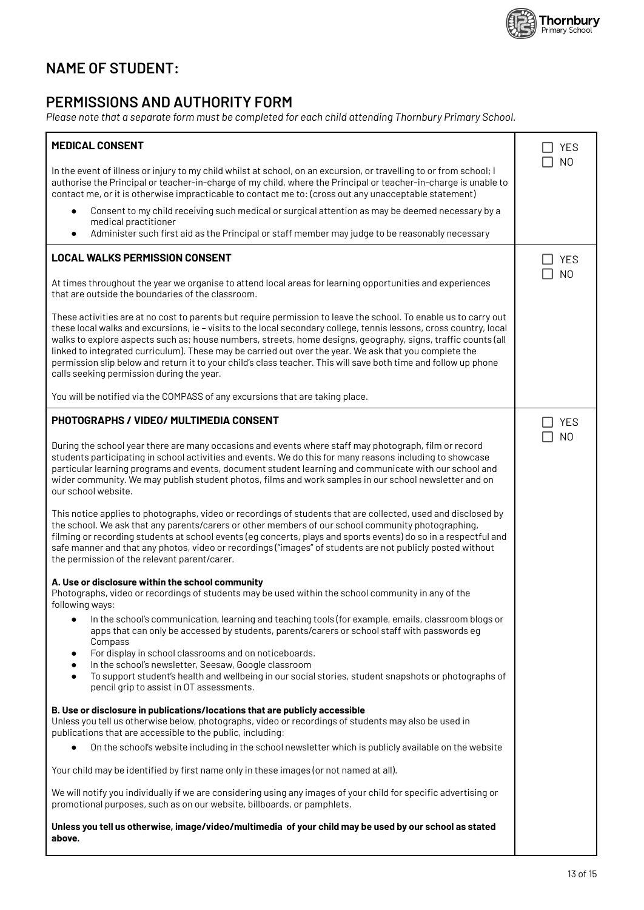## NAME OF STUDENT:

## PERMISSIONS AND AUTHORITY FORM

*Please note that a separate form must be completed for each child attending Thornbury Primary School.*

| | |
|---|---|
| **MEDICAL CONSENT**<br><br>In the event of illness or injury to my child whilst at school, on an excursion, or travelling to or from school; I authorise the Principal or teacher-in-charge of my child, where the Principal or teacher-in-charge is unable to contact me, or it is otherwise impracticable to contact me to: (cross out any unacceptable statement)<br><br>● Consent to my child receiving such medical or surgical attention as may be deemed necessary by a medical practitioner<br>● Administer such first aid as the Principal or staff member may judge to be reasonably necessary | ☐ YES<br>☐ NO |
| **LOCAL WALKS PERMISSION CONSENT**<br><br>At times throughout the year we organise to attend local areas for learning opportunities and experiences that are outside the boundaries of the classroom.<br><br>These activities are at no cost to parents but require permission to leave the school. To enable us to carry out these local walks and excursions, ie – visits to the local secondary college, tennis lessons, cross country, local walks to explore aspects such as; house numbers, streets, home designs, geography, signs, traffic counts (all linked to integrated curriculum). These may be carried out over the year. We ask that you complete the permission slip below and return it to your child's class teacher. This will save both time and follow up phone calls seeking permission during the year.<br><br>You will be notified via the COMPASS of any excursions that are taking place. | ☐ YES<br>☐ NO |
| **PHOTOGRAPHS / VIDEO/ MULTIMEDIA CONSENT**<br><br>During the school year there are many occasions and events where staff may photograph, film or record students participating in school activities and events. We do this for many reasons including to showcase particular learning programs and events, document student learning and communicate with our school and wider community. We may publish student photos, films and work samples in our school newsletter and on our school website.<br><br>This notice applies to photographs, video or recordings of students that are collected, used and disclosed by the school. We ask that any parents/carers or other members of our school community photographing, filming or recording students at school events (eg concerts, plays and sports events) do so in a respectful and safe manner and that any photos, video or recordings ("images" of students are not publicly posted without the permission of the relevant parent/carer.<br><br>**A. Use or disclosure within the school community**<br>Photographs, video or recordings of students may be used within the school community in any of the following ways:<br>● In the school's communication, learning and teaching tools (for example, emails, classroom blogs or apps that can only be accessed by students, parents/carers or school staff with passwords eg Compass<br>● For display in school classrooms and on noticeboards.<br>● In the school's newsletter, Seesaw, Google classroom<br>● To support student's health and wellbeing in our social stories, student snapshots or photographs of pencil grip to assist in OT assessments.<br><br>**B. Use or disclosure in publications/locations that are publicly accessible**<br>Unless you tell us otherwise below, photographs, video or recordings of students may also be used in publications that are accessible to the public, including:<br>● On the school's website including in the school newsletter which is publicly available on the website<br><br>Your child may be identified by first name only in these images (or not named at all).<br><br>We will notify you individually if we are considering using any images of your child for specific advertising or promotional purposes, such as on our website, billboards, or pamphlets.<br><br>**Unless you tell us otherwise, image/video/multimedia of your child may be used by our school as stated above.** | ☐ YES<br>☐ NO |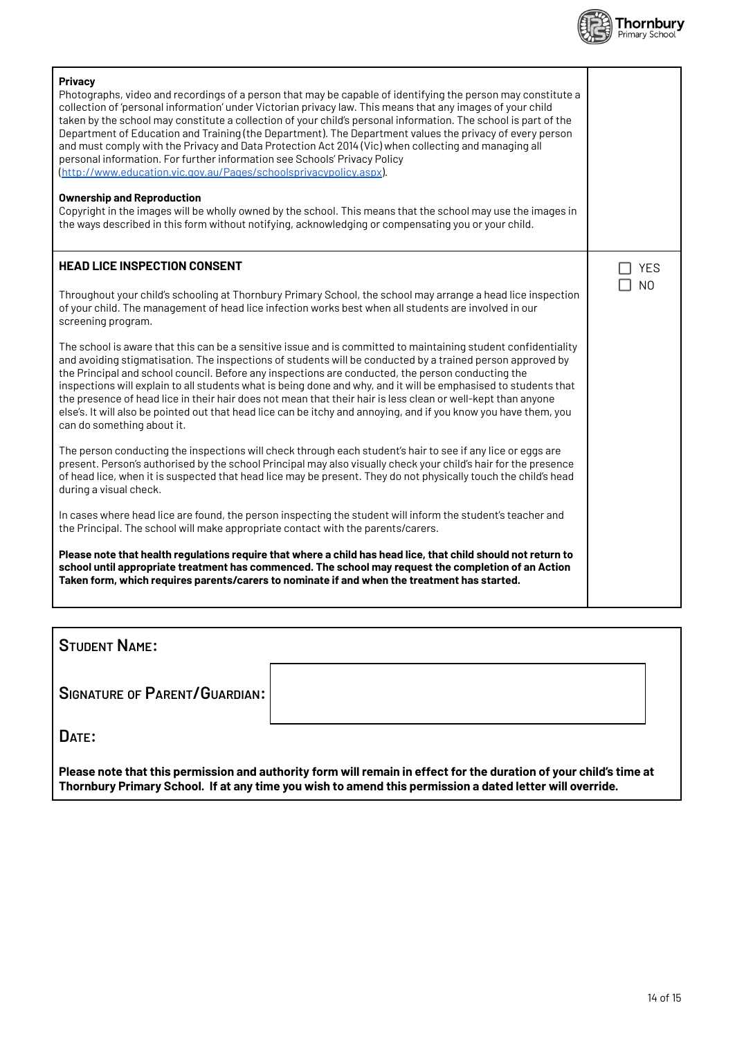**Privacy**

Photographs, video and recordings of a person that may be capable of identifying the person may constitute a collection of 'personal information' under Victorian privacy law. This means that any images of your child taken by the school may constitute a collection of your child's personal information. The school is part of the Department of Education and Training (the Department). The Department values the privacy of every person and must comply with the Privacy and Data Protection Act 2014 (Vic) when collecting and managing all personal information. For further information see Schools' Privacy Policy (http://www.education.vic.gov.au/Pages/schoolsprivacypolicy.aspx).

**Ownership and Reproduction**

Copyright in the images will be wholly owned by the school. This means that the school may use the images in the ways described in this form without notifying, acknowledging or compensating you or your child.

**HEAD LICE INSPECTION CONSENT**

☐ YES
☐ NO

Throughout your child's schooling at Thornbury Primary School, the school may arrange a head lice inspection of your child. The management of head lice infection works best when all students are involved in our screening program.

The school is aware that this can be a sensitive issue and is committed to maintaining student confidentiality and avoiding stigmatisation. The inspections of students will be conducted by a trained person approved by the Principal and school council. Before any inspections are conducted, the person conducting the inspections will explain to all students what is being done and why, and it will be emphasised to students that the presence of head lice in their hair does not mean that their hair is less clean or well-kept than anyone else's. It will also be pointed out that head lice can be itchy and annoying, and if you know you have them, you can do something about it.

The person conducting the inspections will check through each student's hair to see if any lice or eggs are present. Person's authorised by the school Principal may also visually check your child's hair for the presence of head lice, when it is suspected that head lice may be present. They do not physically touch the child's head during a visual check.

In cases where head lice are found, the person inspecting the student will inform the student's teacher and the Principal. The school will make appropriate contact with the parents/carers.

**Please note that health regulations require that where a child has head lice, that child should not return to school until appropriate treatment has commenced. The school may request the completion of an Action Taken form, which requires parents/carers to nominate if and when the treatment has started.**

STUDENT NAME:

SIGNATURE OF PARENT/GUARDIAN:

DATE:

**Please note that this permission and authority form will remain in effect for the duration of your child's time at Thornbury Primary School. If at any time you wish to amend this permission a dated letter will override.**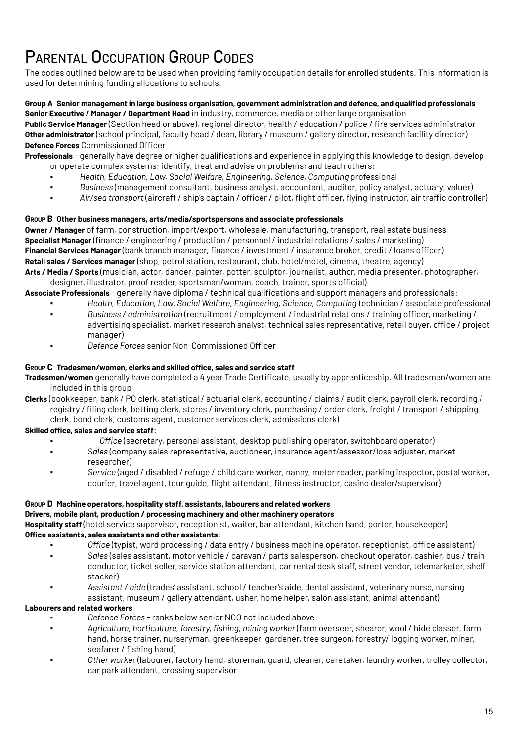# Parental Occupation Group Codes

The codes outlined below are to be used when providing family occupation details for enrolled students. This information is used for determining funding allocations to schools.

**Group A Senior management in large business organisation, government administration and defence, and qualified professionals**

**Senior Executive / Manager / Department Head** in industry, commerce, media or other large organisation

**Public Service Manager** (Section head or above), regional director, health / education / police / fire services administrator

**Other administrator** (school principal, faculty head / dean, library / museum / gallery director, research facility director)

**Defence Forces** Commissioned Officer

**Professionals** - generally have degree or higher qualifications and experience in applying this knowledge to design, develop or operate complex systems; identify, treat and advise on problems; and teach others:

- *Health, Education, Law, Social Welfare, Engineering, Science, Computing* professional
- *Business* (management consultant, business analyst, accountant, auditor, policy analyst, actuary, valuer)
- *Air/sea transport* (aircraft / ship's captain / officer / pilot, flight officer, flying instructor, air traffic controller)

**Group B Other business managers, arts/media/sportspersons and associate professionals**

**Owner / Manager** of farm, construction, import/export, wholesale, manufacturing, transport, real estate business

**Specialist Manager** (finance / engineering / production / personnel / industrial relations / sales / marketing)

**Financial Services Manager** (bank branch manager, finance / investment / insurance broker, credit / loans officer)

**Retail sales / Services manager** (shop, petrol station, restaurant, club, hotel/motel, cinema, theatre, agency)

**Arts / Media / Sports** (musician, actor, dancer, painter, potter, sculptor, journalist, author, media presenter, photographer, designer, illustrator, proof reader, sportsman/woman, coach, trainer, sports official)

**Associate Professionals** - generally have diploma / technical qualifications and support managers and professionals:

- *Health, Education, Law, Social Welfare, Engineering, Science, Computing* technician / associate professional
- *Business / administration* (recruitment / employment / industrial relations / training officer, marketing / advertising specialist, market research analyst, technical sales representative, retail buyer, office / project manager)
- *Defence Forces* senior Non-Commissioned Officer

**Group C Tradesmen/women, clerks and skilled office, sales and service staff**

**Tradesmen/women** generally have completed a 4 year Trade Certificate, usually by apprenticeship. All tradesmen/women are included in this group

**Clerks** (bookkeeper, bank / PO clerk, statistical / actuarial clerk, accounting / claims / audit clerk, payroll clerk, recording / registry / filing clerk, betting clerk, stores / inventory clerk, purchasing / order clerk, freight / transport / shipping clerk, bond clerk, customs agent, customer services clerk, admissions clerk)

**Skilled office, sales and service staff**:

- *Office* (secretary, personal assistant, desktop publishing operator, switchboard operator)
- *Sales* (company sales representative, auctioneer, insurance agent/assessor/loss adjuster, market researcher)
- *Service* (aged / disabled / refuge / child care worker, nanny, meter reader, parking inspector, postal worker, courier, travel agent, tour guide, flight attendant, fitness instructor, casino dealer/supervisor)

**Group D Machine operators, hospitality staff, assistants, labourers and related workers**

**Drivers, mobile plant, production / processing machinery and other machinery operators**

**Hospitality staff** (hotel service supervisor, receptionist, waiter, bar attendant, kitchen hand, porter, housekeeper)

**Office assistants, sales assistants and other assistants**:

- *Office* (typist, word processing / data entry / business machine operator, receptionist, office assistant)
- *Sales* (sales assistant, motor vehicle / caravan / parts salesperson, checkout operator, cashier, bus / train conductor, ticket seller, service station attendant, car rental desk staff, street vendor, telemarketer, shelf stacker)
- *Assistant / aide* (trades' assistant, school / teacher's aide, dental assistant, veterinary nurse, nursing assistant, museum / gallery attendant, usher, home helper, salon assistant, animal attendant)

**Labourers and related workers**

- *Defence Forces* - ranks below senior NCO not included above
- *Agriculture, horticulture, forestry, fishing, mining worker* (farm overseer, shearer, wool / hide classer, farm hand, horse trainer, nurseryman, greenkeeper, gardener, tree surgeon, forestry/ logging worker, miner, seafarer / fishing hand)
- *Other worker* (labourer, factory hand, storeman, guard, cleaner, caretaker, laundry worker, trolley collector, car park attendant, crossing supervisor